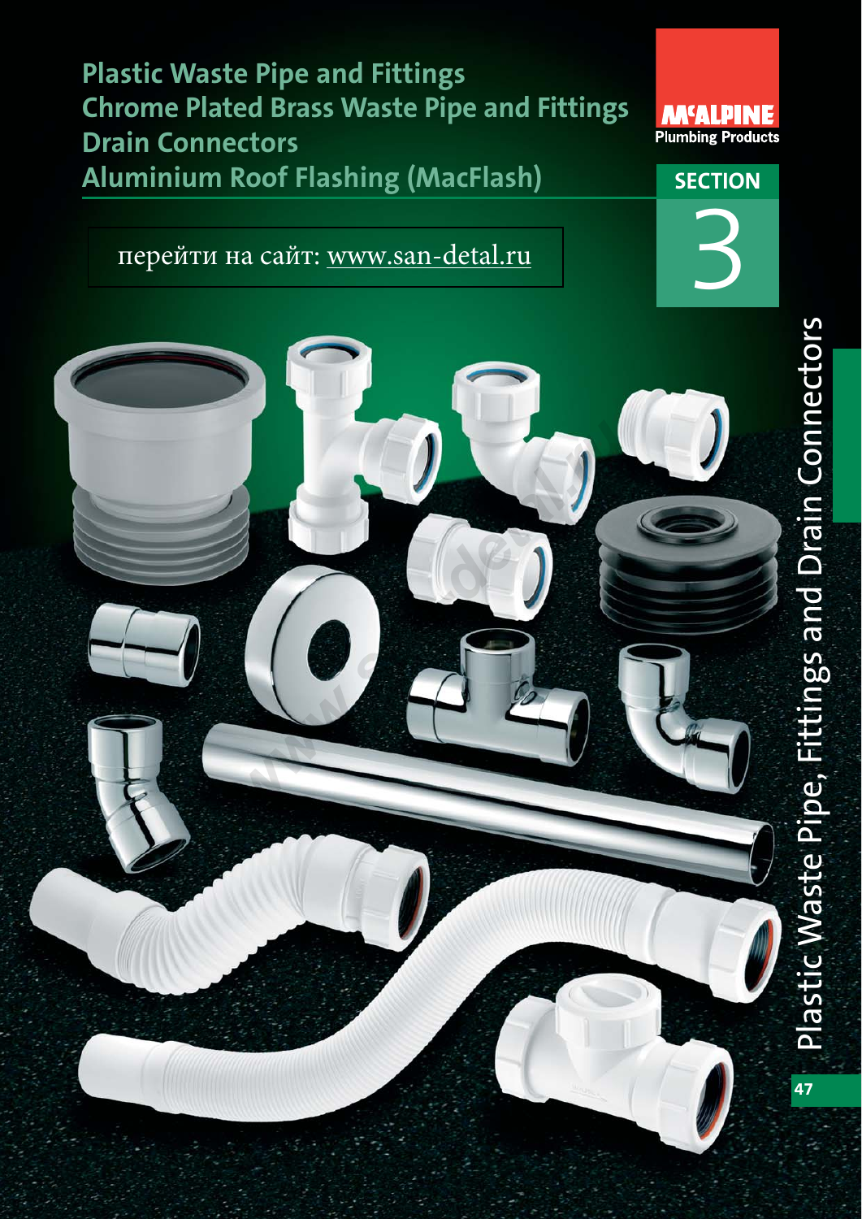# Plastic Waste Pipe and Fittings
# Chrome Plated Brass Waste Pipe and Fittings
# Drain Connectors
# Aluminium Roof Flashing (MacFlash)

перейти на сайт: www.san-detal.ru

McALPINE Plumbing Products

SECTION 3

Plastic Waste Pipe, Fittings and Drain Connectors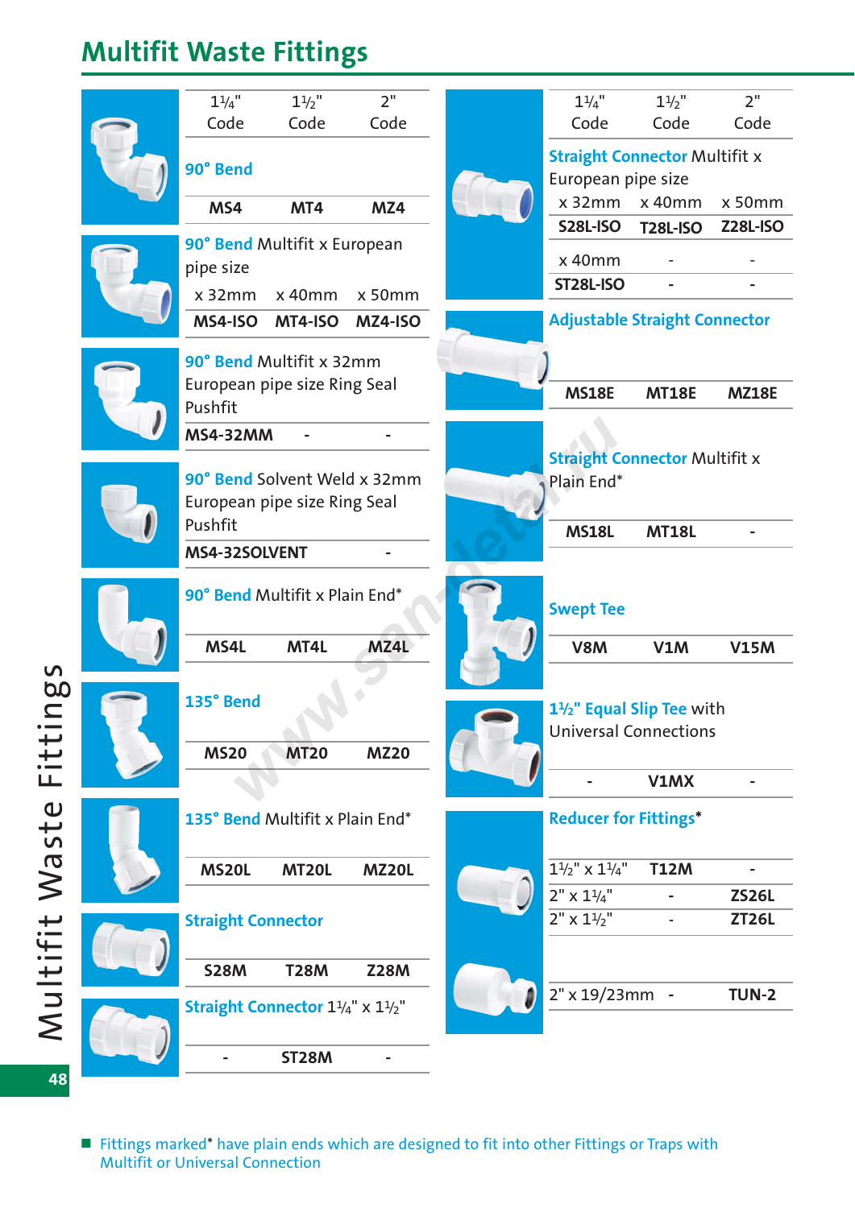# Multifit Waste Fittings

| Product | 1¼" Code | 1½" Code | 2" Code |
|---|---|---|---|
| **90° Bend** | MS4 | MT4 | MZ4 |
| **90° Bend** Multifit x European pipe size (x 32mm / x 40mm / x 50mm) | MS4-ISO | MT4-ISO | MZ4-ISO |
| **90° Bend** Multifit x 32mm European pipe size Ring Seal Pushfit | MS4-32MM | - | - |
| **90° Bend** Solvent Weld x 32mm European pipe size Ring Seal Pushfit | MS4-32SOLVENT | | - |
| **90° Bend** Multifit x Plain End* | MS4L | MT4L | MZ4L |
| **135° Bend** | MS20 | MT20 | MZ20 |
| **135° Bend** Multifit x Plain End* | MS20L | MT20L | MZ20L |
| **Straight Connector** | S28M | T28M | Z28M |
| **Straight Connector** 1¼" x 1½" | - | ST28M | - |

| Product | 1¼" Code | 1½" Code | 2" Code |
|---|---|---|---|
| **Straight Connector** Multifit x European pipe size (x 32mm / x 40mm / x 50mm) | S28L-ISO | T28L-ISO | Z28L-ISO |
| x 40mm | ST28L-ISO | - | - |
| **Adjustable Straight Connector** | MS18E | MT18E | MZ18E |
| **Straight Connector** Multifit x Plain End* | MS18L | MT18L | - |
| **Swept Tee** | V8M | V1M | V15M |
| **1½" Equal Slip Tee** with Universal Connections | - | V1MX | - |

**Reducer for Fittings***

| Size | | |
|---|---|---|
| 1½" x 1¼" | T12M | - |
| 2" x 1¼" | - | ZS26L |
| 2" x 1½" | - | ZT26L |
| 2" x 19/23mm | - | TUN-2 |

- Fittings marked* have plain ends which are designed to fit into other Fittings or Traps with Multifit or Universal Connection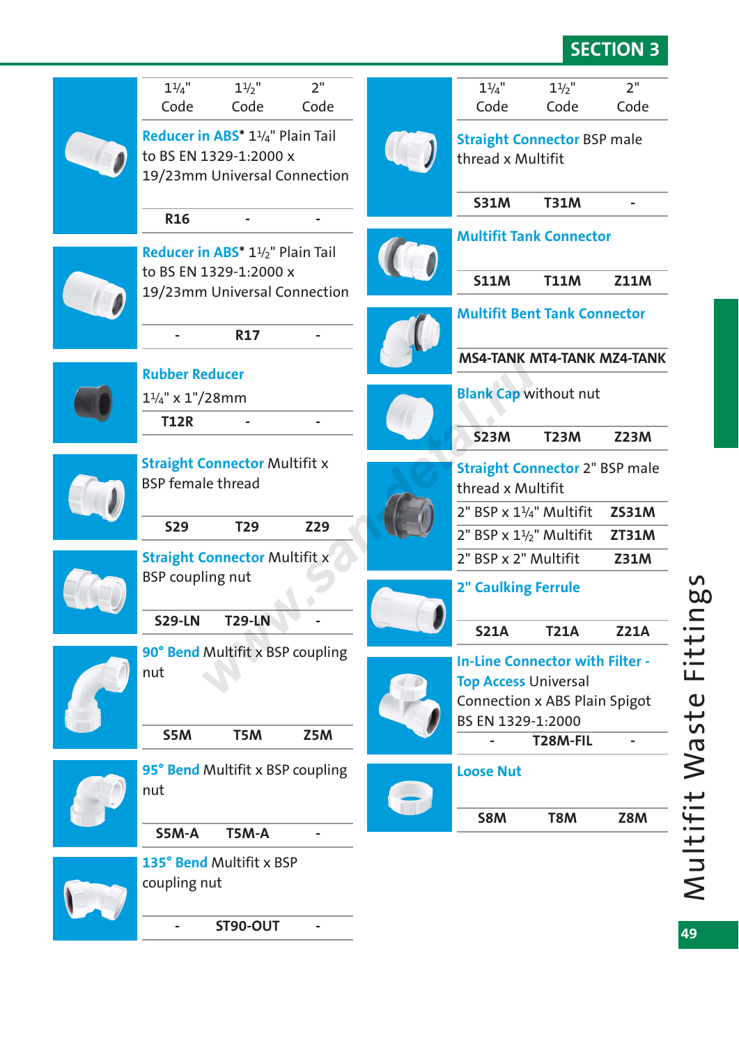## SECTION 3

| Product | 1¼" Code | 1½" Code | 2" Code |
|---|---|---|---|
| **Reducer in ABS*** 1¼" Plain Tail to BS EN 1329-1:2000 x 19/23mm Universal Connection | R16 | - | - |
| **Reducer in ABS*** 1½" Plain Tail to BS EN 1329-1:2000 x 19/23mm Universal Connection | - | R17 | - |
| **Rubber Reducer** 1¼" x 1"/28mm | T12R | - | - |
| **Straight Connector** Multifit x BSP female thread | S29 | T29 | Z29 |
| **Straight Connector** Multifit x BSP coupling nut | S29-LN | T29-LN | - |
| **90° Bend** Multifit x BSP coupling nut | S5M | T5M | Z5M |
| **95° Bend** Multifit x BSP coupling nut | S5M-A | T5M-A | - |
| **135° Bend** Multifit x BSP coupling nut | - | ST90-OUT | - |

| Product | 1¼" Code | 1½" Code | 2" Code |
|---|---|---|---|
| **Straight Connector** BSP male thread x Multifit | S31M | T31M | - |
| **Multifit Tank Connector** | S11M | T11M | Z11M |
| **Multifit Bent Tank Connector** | MS4-TANK | MT4-TANK | MZ4-TANK |
| **Blank Cap** without nut | S23M | T23M | Z23M |
| **2" Caulking Ferrule** | S21A | T21A | Z21A |
| **In-Line Connector with Filter - Top Access** Universal Connection x ABS Plain Spigot BS EN 1329-1:2000 | - | T28M-FIL | - |
| **Loose Nut** | S8M | T8M | Z8M |

**Straight Connector** 2" BSP male thread x Multifit

| Size | Code |
|---|---|
| 2" BSP x 1¼" Multifit | ZS31M |
| 2" BSP x 1½" Multifit | ZT31M |
| 2" BSP x 2" Multifit | Z31M |

Multifit Waste Fittings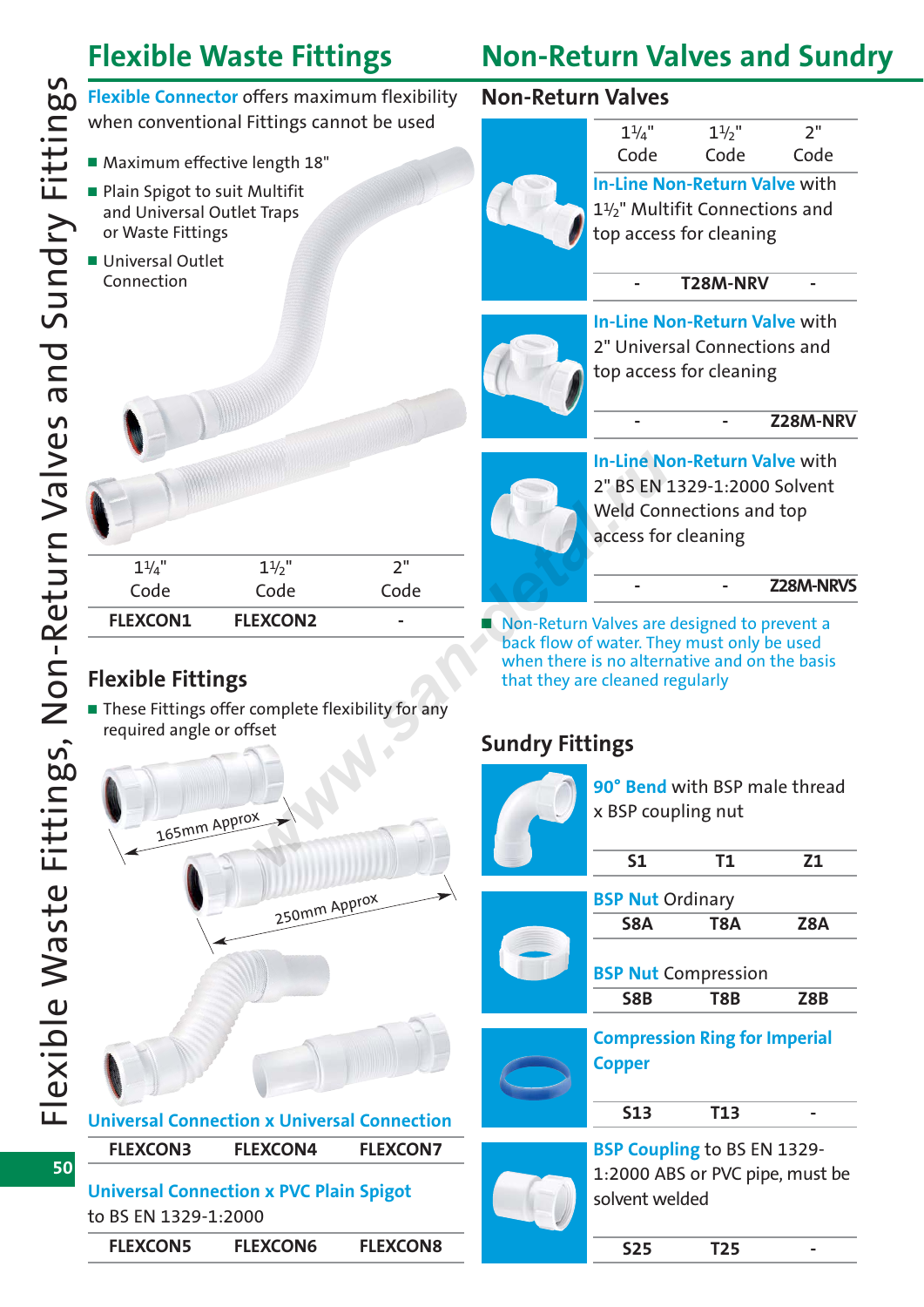# Flexible Waste Fittings

**Flexible Connector** offers maximum flexibility when conventional Fittings cannot be used

- Maximum effective length 18"
- Plain Spigot to suit Multifit and Universal Outlet Traps or Waste Fittings
- Universal Outlet Connection

| 1¼" Code | 1½" Code | 2" Code |
|---|---|---|
| FLEXCON1 | FLEXCON2 | - |

## Flexible Fittings

- These Fittings offer complete flexibility for any required angle or offset

165mm Approx

250mm Approx

**Universal Connection x Universal Connection**

| FLEXCON3 | FLEXCON4 | FLEXCON7 |
|---|---|---|

**Universal Connection x PVC Plain Spigot** to BS EN 1329-1:2000

| FLEXCON5 | FLEXCON6 | FLEXCON8 |
|---|---|---|

# Non-Return Valves and Sundry

## Non-Return Valves

| | 1¼" Code | 1½" Code | 2" Code |
|---|---|---|---|
| **In-Line Non-Return Valve** with 1½" Multifit Connections and top access for cleaning | - | T28M-NRV | - |
| **In-Line Non-Return Valve** with 2" Universal Connections and top access for cleaning | - | - | Z28M-NRV |
| **In-Line Non-Return Valve** with 2" BS EN 1329-1:2000 Solvent Weld Connections and top access for cleaning | - | - | Z28M-NRVS |

- Non-Return Valves are designed to prevent a back flow of water. They must only be used when there is no alternative and on the basis that they are cleaned regularly

## Sundry Fittings

| | 1¼" | 1½" | 2" |
|---|---|---|---|
| **90° Bend** with BSP male thread x BSP coupling nut | S1 | T1 | Z1 |
| **BSP Nut** Ordinary | S8A | T8A | Z8A |
| **BSP Nut** Compression | S8B | T8B | Z8B |
| **Compression Ring for Imperial Copper** | S13 | T13 | - |
| **BSP Coupling** to BS EN 1329-1:2000 ABS or PVC pipe, must be solvent welded | S25 | T25 | - |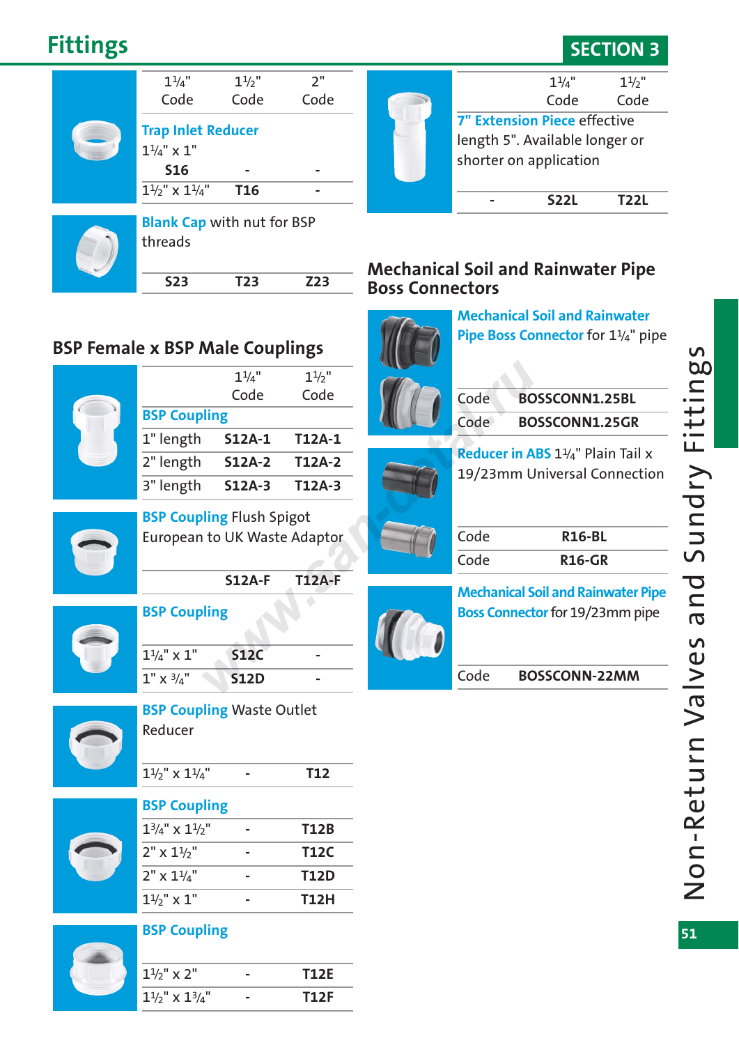# Fittings

## SECTION 3

| | 1¼" Code | 1½" Code | 2" Code |
|---|---|---|---|
| **Trap Inlet Reducer** | | | |
| 1¼" x 1" | **S16** | - | - |
| 1½" x 1¼" | **T16** | - | |

| | | | |
|---|---|---|---|
| **Blank Cap** with nut for BSP threads | | | |
| | **S23** | **T23** | **Z23** |

## BSP Female x BSP Male Couplings

| | 1¼" Code | 1½" Code |
|---|---|---|
| **BSP Coupling** | | |
| 1" length | **S12A-1** | **T12A-1** |
| 2" length | **S12A-2** | **T12A-2** |
| 3" length | **S12A-3** | **T12A-3** |

| | | |
|---|---|---|
| **BSP Coupling** Flush Spigot European to UK Waste Adaptor | | |
| | **S12A-F** | **T12A-F** |

| | | |
|---|---|---|
| **BSP Coupling** | | |
| 1¼" x 1" | **S12C** | - |
| 1" x ¾" | **S12D** | - |

| | | |
|---|---|---|
| **BSP Coupling** Waste Outlet Reducer | | |
| 1½" x 1¼" | - | **T12** |

| | | |
|---|---|---|
| **BSP Coupling** | | |
| 1¾" x 1½" | - | **T12B** |
| 2" x 1½" | - | **T12C** |
| 2" x 1¼" | - | **T12D** |
| 1½" x 1" | - | **T12H** |

| | | |
|---|---|---|
| **BSP Coupling** | | |
| 1½" x 2" | - | **T12E** |
| 1½" x 1¾" | - | **T12F** |

| | 1¼" Code | 1½" Code |
|---|---|---|
| **7" Extension Piece** effective length 5". Available longer or shorter on application | | |
| - | **S22L** | **T22L** |

## Mechanical Soil and Rainwater Pipe Boss Connectors

**Mechanical Soil and Rainwater Pipe Boss Connector** for 1¼" pipe

| | |
|---|---|
| Code | **BOSSCONN1.25BL** |
| Code | **BOSSCONN1.25GR** |

**Reducer in ABS** 1¼" Plain Tail x 19/23mm Universal Connection

| | |
|---|---|
| Code | **R16-BL** |
| Code | **R16-GR** |

**Mechanical Soil and Rainwater Pipe Boss Connector** for 19/23mm pipe

| | |
|---|---|
| Code | **BOSSCONN-22MM** |

Non-Return Valves and Sundry Fittings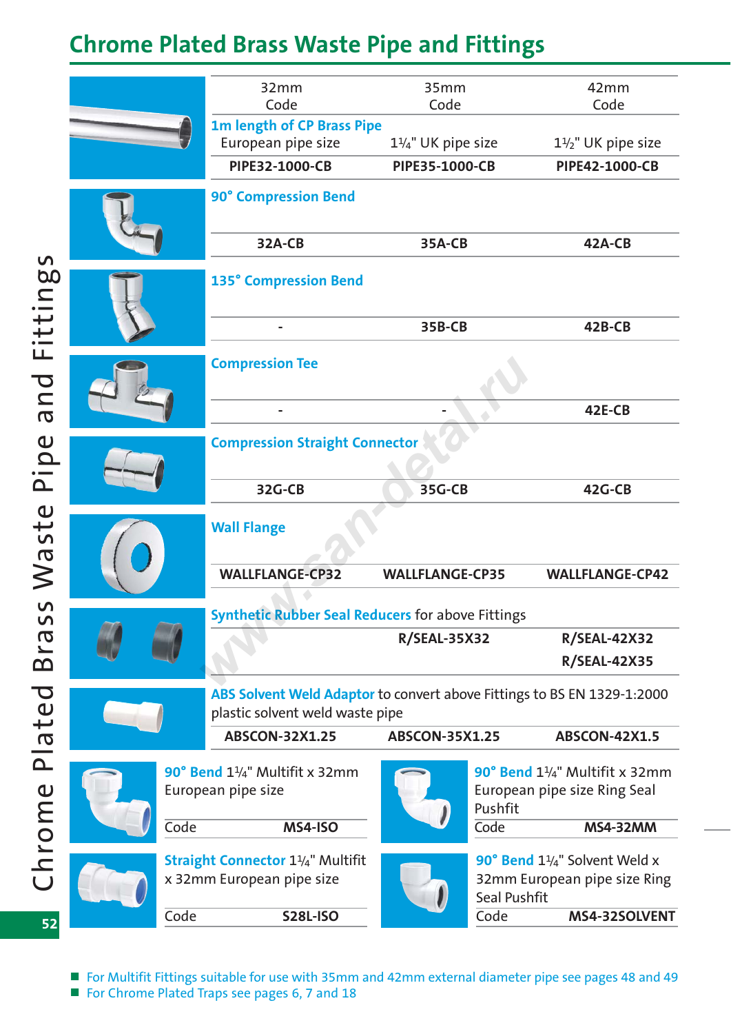# Chrome Plated Brass Waste Pipe and Fittings

| | 32mm Code | 35mm Code | 42mm Code |
|---|---|---|---|
| **1m length of CP Brass Pipe** | European pipe size | 1¼" UK pipe size | 1½" UK pipe size |
| | **PIPE32-1000-CB** | **PIPE35-1000-CB** | **PIPE42-1000-CB** |
| **90° Compression Bend** | **32A-CB** | **35A-CB** | **42A-CB** |
| **135° Compression Bend** | - | **35B-CB** | **42B-CB** |
| **Compression Tee** | - | - | **42E-CB** |
| **Compression Straight Connector** | **32G-CB** | **35G-CB** | **42G-CB** |
| **Wall Flange** | **WALLFLANGE-CP32** | **WALLFLANGE-CP35** | **WALLFLANGE-CP42** |
| **Synthetic Rubber Seal Reducers** for above Fittings | | **R/SEAL-35X32** | **R/SEAL-42X32** |
| | | | **R/SEAL-42X35** |
| **ABS Solvent Weld Adaptor** to convert above Fittings to BS EN 1329-1:2000 plastic solvent weld waste pipe | **ABSCON-32X1.25** | **ABSCON-35X1.25** | **ABSCON-42X1.5** |

**90° Bend** 1¼" Multifit x 32mm European pipe size

| Code | **MS4-ISO** |
|---|---|

**90° Bend** 1¼" Multifit x 32mm European pipe size Ring Seal Pushfit

| Code | **MS4-32MM** |
|---|---|

**Straight Connector** 1¼" Multifit x 32mm European pipe size

| Code | **S28L-ISO** |
|---|---|

**90° Bend** 1¼" Solvent Weld x 32mm European pipe size Ring Seal Pushfit

| Code | **MS4-32SOLVENT** |
|---|---|

- For Multifit Fittings suitable for use with 35mm and 42mm external diameter pipe see pages 48 and 49
- For Chrome Plated Traps see pages 6, 7 and 18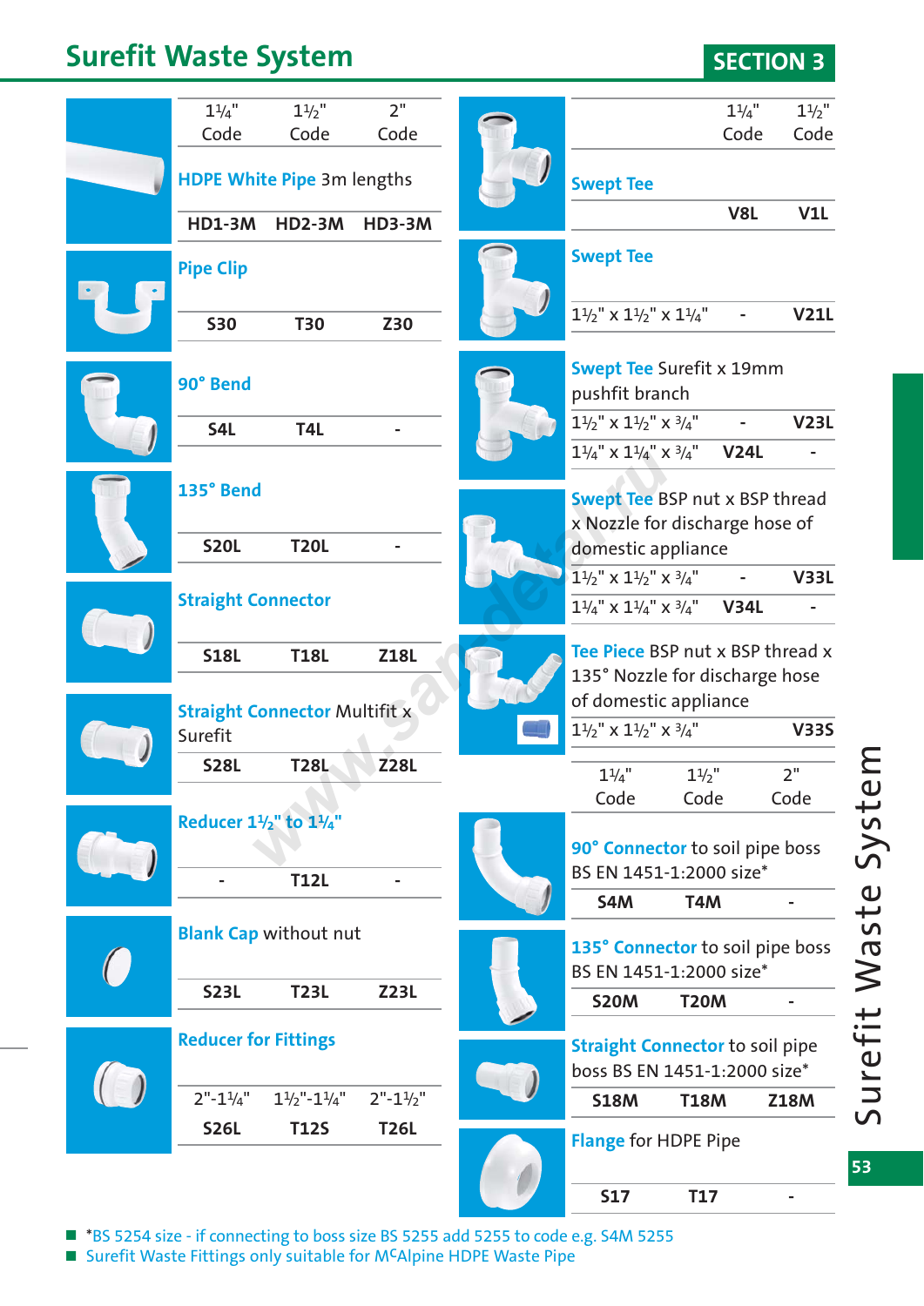# Surefit Waste System

## SECTION 3

| Product | 1¼" Code | 1½" Code | 2" Code |
|---|---|---|---|
| **HDPE White Pipe** 3m lengths | HD1-3M | HD2-3M | HD3-3M |
| **Pipe Clip** | S30 | T30 | Z30 |
| **90° Bend** | S4L | T4L | - |
| **135° Bend** | S20L | T20L | - |
| **Straight Connector** | S18L | T18L | Z18L |
| **Straight Connector** Multifit x Surefit | S28L | T28L | Z28L |
| **Reducer 1½" to 1¼"** | - | T12L | - |
| **Blank Cap** without nut | S23L | T23L | Z23L |

**Reducer for Fittings**

| 2"-1¼" | 1½"-1¼" | 2"-1½" |
|---|---|---|
| S26L | T12S | T26L |

| Product | Size | 1¼" Code | 1½" Code |
|---|---|---|---|
| **Swept Tee** | | V8L | V1L |
| **Swept Tee** | 1½" x 1½" x 1¼" | - | V21L |
| **Swept Tee** Surefit x 19mm pushfit branch | 1½" x 1½" x ¾" | - | V23L |
| | 1¼" x 1¼" x ¾" | V24L | - |
| **Swept Tee** BSP nut x BSP thread x Nozzle for discharge hose of domestic appliance | 1½" x 1½" x ¾" | - | V33L |
| | 1¼" x 1¼" x ¾" | V34L | - |
| **Tee Piece** BSP nut x BSP thread x 135° Nozzle for discharge hose of domestic appliance | 1½" x 1½" x ¾" | | V33S |

| Product | 1¼" Code | 1½" Code | 2" Code |
|---|---|---|---|
| **90° Connector** to soil pipe boss BS EN 1451-1:2000 size* | S4M | T4M | - |
| **135° Connector** to soil pipe boss BS EN 1451-1:2000 size* | S20M | T20M | - |
| **Straight Connector** to soil pipe boss BS EN 1451-1:2000 size* | S18M | T18M | Z18M |
| **Flange** for HDPE Pipe | S17 | T17 | - |

- *BS 5254 size - if connecting to boss size BS 5255 add 5255 to code e.g. S4M 5255
- Surefit Waste Fittings only suitable for McAlpine HDPE Waste Pipe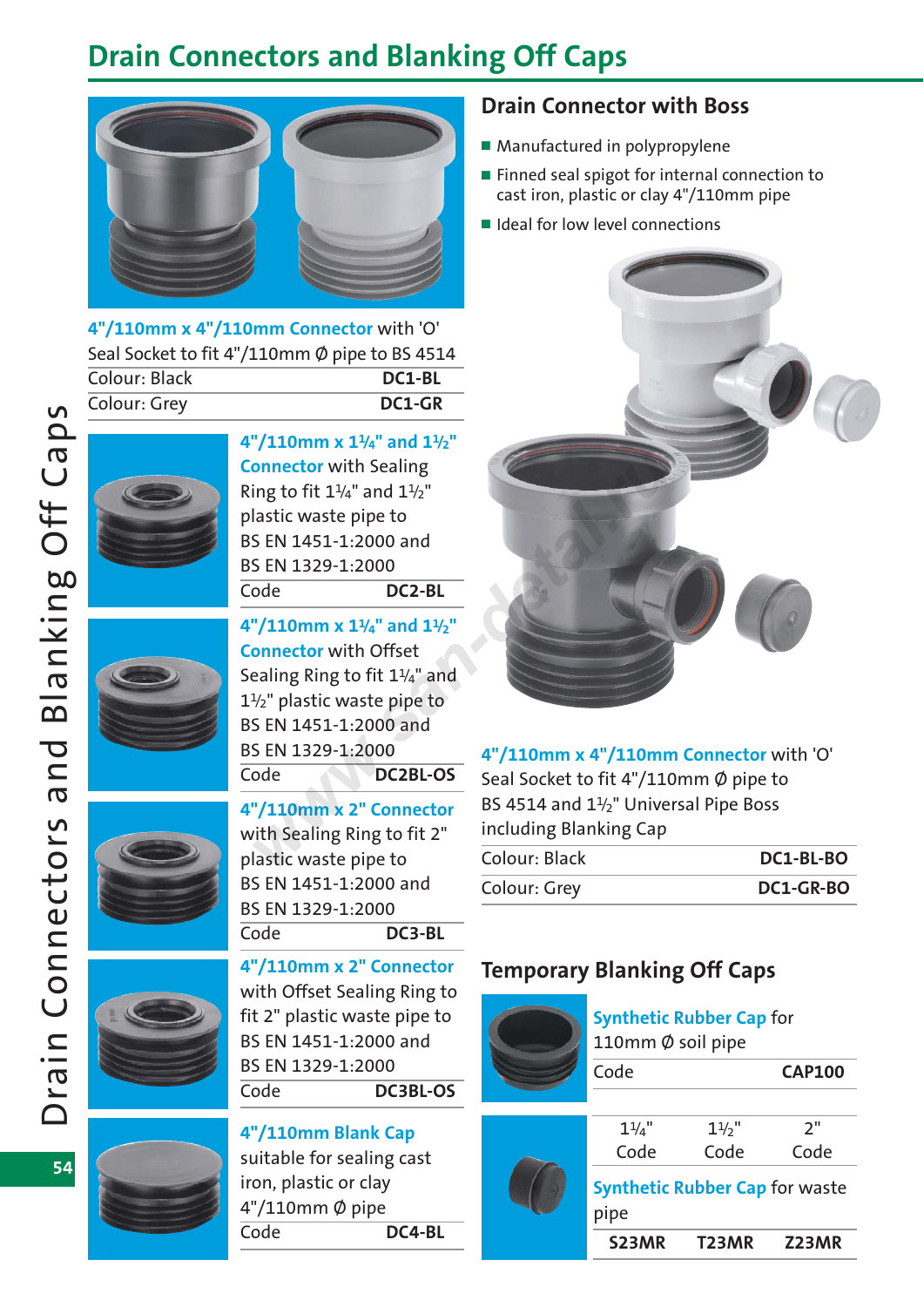# Drain Connectors and Blanking Off Caps

**4"/110mm x 4"/110mm Connector** with 'O' Seal Socket to fit 4"/110mm Ø pipe to BS 4514

| | |
|---|---|
| Colour: Black | **DC1-BL** |
| Colour: Grey | **DC1-GR** |

**4"/110mm x 1¼" and 1½" Connector** with Sealing Ring to fit 1¼" and 1½" plastic waste pipe to BS EN 1451-1:2000 and BS EN 1329-1:2000

| | |
|---|---|
| Code | **DC2-BL** |

**4"/110mm x 1¼" and 1½" Connector** with Offset Sealing Ring to fit 1¼" and 1½" plastic waste pipe to BS EN 1451-1:2000 and BS EN 1329-1:2000

| | |
|---|---|
| Code | **DC2BL-OS** |

**4"/110mm x 2" Connector** with Sealing Ring to fit 2" plastic waste pipe to BS EN 1451-1:2000 and BS EN 1329-1:2000

| | |
|---|---|
| Code | **DC3-BL** |

**4"/110mm x 2" Connector** with Offset Sealing Ring to fit 2" plastic waste pipe to BS EN 1451-1:2000 and BS EN 1329-1:2000

| | |
|---|---|
| Code | **DC3BL-OS** |

**4"/110mm Blank Cap** suitable for sealing cast iron, plastic or clay 4"/110mm Ø pipe

| | |
|---|---|
| Code | **DC4-BL** |

## Drain Connector with Boss

- Manufactured in polypropylene
- Finned seal spigot for internal connection to cast iron, plastic or clay 4"/110mm pipe
- Ideal for low level connections

**4"/110mm x 4"/110mm Connector** with 'O' Seal Socket to fit 4"/110mm Ø pipe to BS 4514 and 1½" Universal Pipe Boss including Blanking Cap

| | |
|---|---|
| Colour: Black | **DC1-BL-BO** |
| Colour: Grey | **DC1-GR-BO** |

## Temporary Blanking Off Caps

**Synthetic Rubber Cap** for 110mm Ø soil pipe

| | |
|---|---|
| Code | **CAP100** |

**Synthetic Rubber Cap** for waste pipe

| 1¼" Code | 1½" Code | 2" Code |
|---|---|---|
| **S23MR** | **T23MR** | **Z23MR** |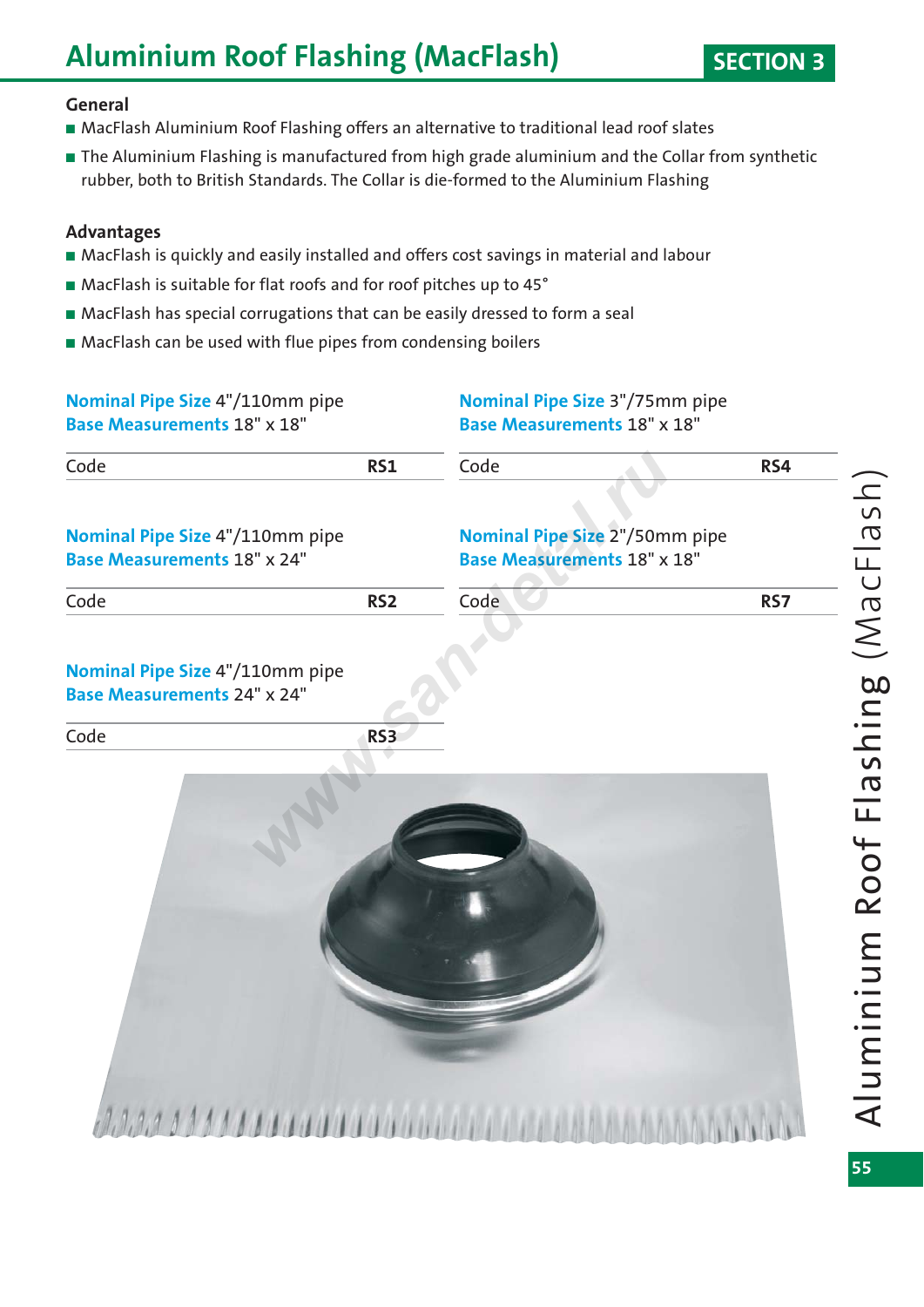# Aluminium Roof Flashing (MacFlash)

SECTION 3

### General

- MacFlash Aluminium Roof Flashing offers an alternative to traditional lead roof slates
- The Aluminium Flashing is manufactured from high grade aluminium and the Collar from synthetic rubber, both to British Standards. The Collar is die-formed to the Aluminium Flashing

### Advantages

- MacFlash is quickly and easily installed and offers cost savings in material and labour
- MacFlash is suitable for flat roofs and for roof pitches up to 45°
- MacFlash has special corrugations that can be easily dressed to form a seal
- MacFlash can be used with flue pipes from condensing boilers

**Nominal Pipe Size** 4"/110mm pipe
**Base Measurements** 18" x 18"

| Code | RS1 |
|---|---|

**Nominal Pipe Size** 4"/110mm pipe
**Base Measurements** 18" x 24"

| Code | RS2 |
|---|---|

**Nominal Pipe Size** 4"/110mm pipe
**Base Measurements** 24" x 24"

| Code | RS3 |
|---|---|

**Nominal Pipe Size** 3"/75mm pipe
**Base Measurements** 18" x 18"

| Code | RS4 |
|---|---|

**Nominal Pipe Size** 2"/50mm pipe
**Base Measurements** 18" x 18"

| Code | RS7 |
|---|---|